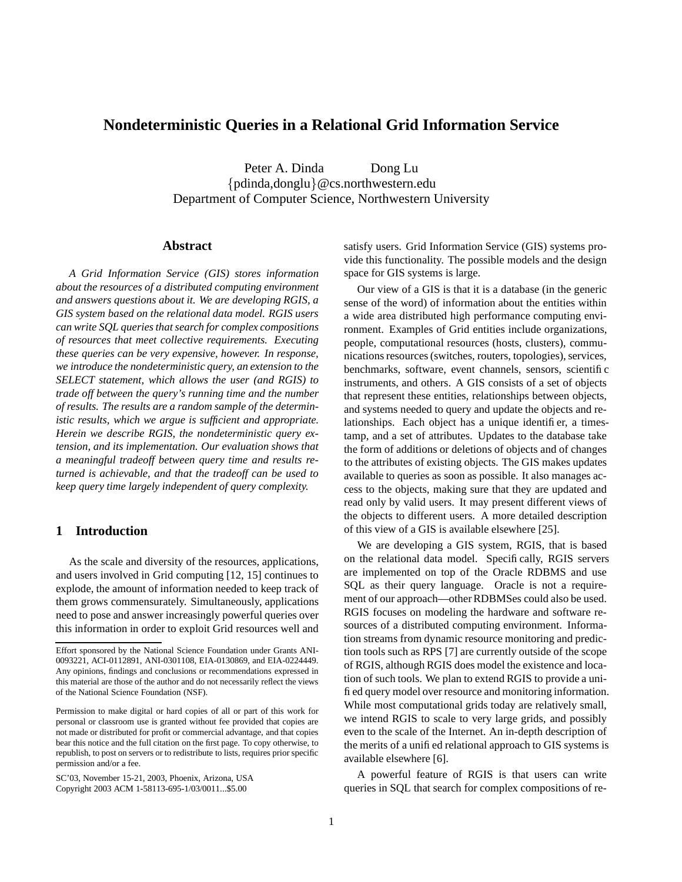# Nondeterministic Queries in a Relational Grid Information Service

Peter A. Dinda Dong Lu
{pdinda,donglu}@cs.northwestern.edu
Department of Computer Science, Northwestern University

## Abstract

*A Grid Information Service (GIS) stores information about the resources of a distributed computing environment and answers questions about it. We are developing RGIS, a GIS system based on the relational data model. RGIS users can write SQL queries that search for complex compositions of resources that meet collective requirements. Executing these queries can be very expensive, however. In response, we introduce the nondeterministic query, an extension to the SELECT statement, which allows the user (and RGIS) to trade off between the query's running time and the number of results. The results are a random sample of the deterministic results, which we argue is sufficient and appropriate. Herein we describe RGIS, the nondeterministic query extension, and its implementation. Our evaluation shows that a meaningful tradeoff between query time and results returned is achievable, and that the tradeoff can be used to keep query time largely independent of query complexity.*

## 1 Introduction

As the scale and diversity of the resources, applications, and users involved in Grid computing [12, 15] continues to explode, the amount of information needed to keep track of them grows commensurately. Simultaneously, applications need to pose and answer increasingly powerful queries over this information in order to exploit Grid resources well and satisfy users. Grid Information Service (GIS) systems provide this functionality. The possible models and the design space for GIS systems is large.

Our view of a GIS is that it is a database (in the generic sense of the word) of information about the entities within a wide area distributed high performance computing environment. Examples of Grid entities include organizations, people, computational resources (hosts, clusters), communications resources (switches, routers, topologies), services, benchmarks, software, event channels, sensors, scientific instruments, and others. A GIS consists of a set of objects that represent these entities, relationships between objects, and systems needed to query and update the objects and relationships. Each object has a unique identifier, a timestamp, and a set of attributes. Updates to the database take the form of additions or deletions of objects and of changes to the attributes of existing objects. The GIS makes updates available to queries as soon as possible. It also manages access to the objects, making sure that they are updated and read only by valid users. It may present different views of the objects to different users. A more detailed description of this view of a GIS is available elsewhere [25].

We are developing a GIS system, RGIS, that is based on the relational data model. Specifically, RGIS servers are implemented on top of the Oracle RDBMS and use SQL as their query language. Oracle is not a requirement of our approach—other RDBMSes could also be used. RGIS focuses on modeling the hardware and software resources of a distributed computing environment. Information streams from dynamic resource monitoring and prediction tools such as RPS [7] are currently outside of the scope of RGIS, although RGIS does model the existence and location of such tools. We plan to extend RGIS to provide a unified query model over resource and monitoring information. While most computational grids today are relatively small, we intend RGIS to scale to very large grids, and possibly even to the scale of the Internet. An in-depth description of the merits of a unified relational approach to GIS systems is available elsewhere [6].

A powerful feature of RGIS is that users can write queries in SQL that search for complex compositions of re-

---

Effort sponsored by the National Science Foundation under Grants ANI-0093221, ACI-0112891, ANI-0301108, EIA-0130869, and EIA-0224449. Any opinions, findings and conclusions or recommendations expressed in this material are those of the author and do not necessarily reflect the views of the National Science Foundation (NSF).

Permission to make digital or hard copies of all or part of this work for personal or classroom use is granted without fee provided that copies are not made or distributed for profit or commercial advantage, and that copies bear this notice and the full citation on the first page. To copy otherwise, to republish, to post on servers or to redistribute to lists, requires prior specific permission and/or a fee.

SC'03, November 15-21, 2003, Phoenix, Arizona, USA
Copyright 2003 ACM 1-58113-695-1/03/0011...$5.00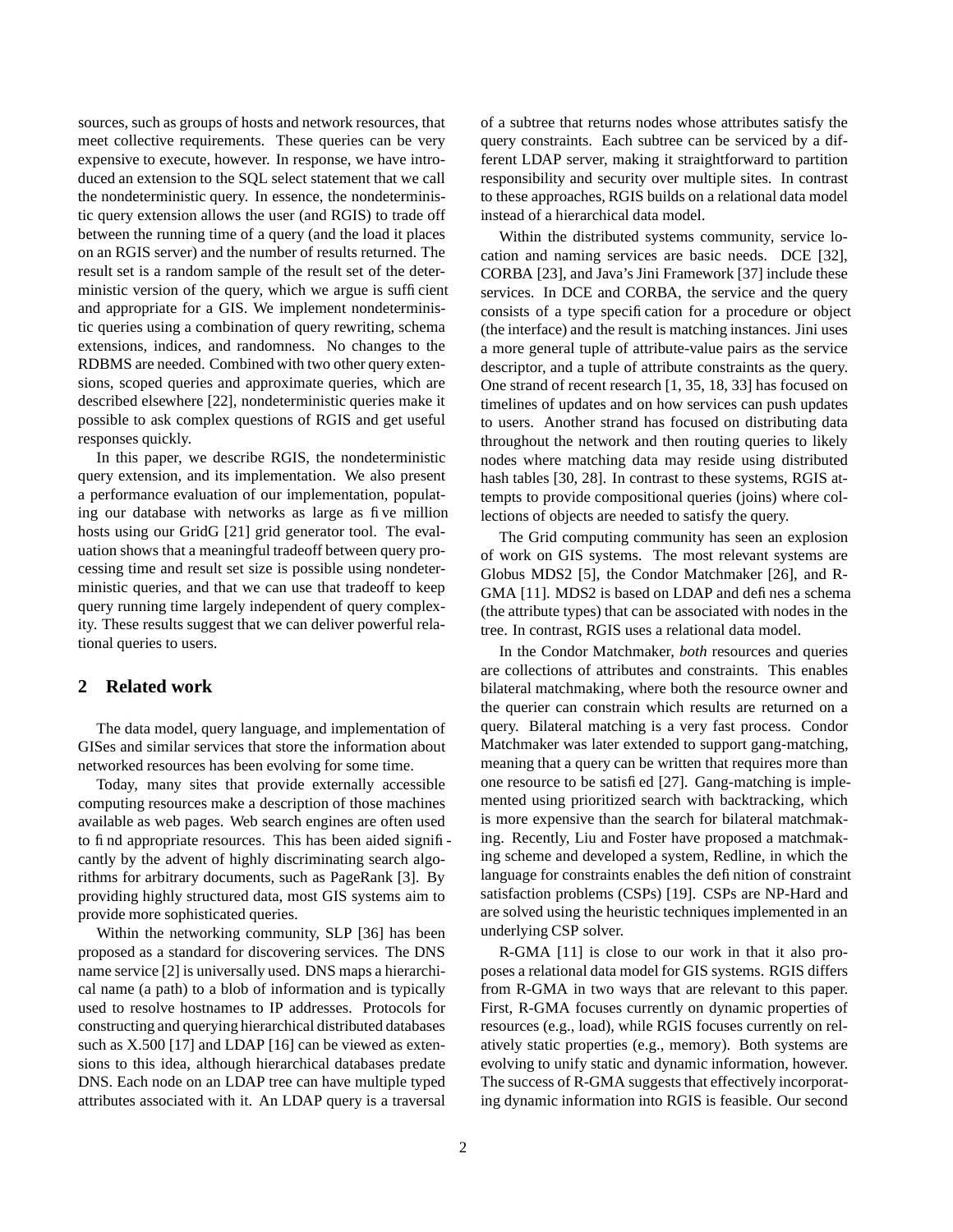sources, such as groups of hosts and network resources, that meet collective requirements. These queries can be very expensive to execute, however. In response, we have introduced an extension to the SQL select statement that we call the nondeterministic query. In essence, the nondeterministic query extension allows the user (and RGIS) to trade off between the running time of a query (and the load it places on an RGIS server) and the number of results returned. The result set is a random sample of the result set of the deterministic version of the query, which we argue is sufficient and appropriate for a GIS. We implement nondeterministic queries using a combination of query rewriting, schema extensions, indices, and randomness. No changes to the RDBMS are needed. Combined with two other query extensions, scoped queries and approximate queries, which are described elsewhere [22], nondeterministic queries make it possible to ask complex questions of RGIS and get useful responses quickly.

In this paper, we describe RGIS, the nondeterministic query extension, and its implementation. We also present a performance evaluation of our implementation, populating our database with networks as large as five million hosts using our GridG [21] grid generator tool. The evaluation shows that a meaningful tradeoff between query processing time and result set size is possible using nondeterministic queries, and that we can use that tradeoff to keep query running time largely independent of query complexity. These results suggest that we can deliver powerful relational queries to users.

## 2 Related work

The data model, query language, and implementation of GISes and similar services that store the information about networked resources has been evolving for some time.

Today, many sites that provide externally accessible computing resources make a description of those machines available as web pages. Web search engines are often used to find appropriate resources. This has been aided significantly by the advent of highly discriminating search algorithms for arbitrary documents, such as PageRank [3]. By providing highly structured data, most GIS systems aim to provide more sophisticated queries.

Within the networking community, SLP [36] has been proposed as a standard for discovering services. The DNS name service [2] is universally used. DNS maps a hierarchical name (a path) to a blob of information and is typically used to resolve hostnames to IP addresses. Protocols for constructing and querying hierarchical distributed databases such as X.500 [17] and LDAP [16] can be viewed as extensions to this idea, although hierarchical databases predate DNS. Each node on an LDAP tree can have multiple typed attributes associated with it. An LDAP query is a traversal of a subtree that returns nodes whose attributes satisfy the query constraints. Each subtree can be serviced by a different LDAP server, making it straightforward to partition responsibility and security over multiple sites. In contrast to these approaches, RGIS builds on a relational data model instead of a hierarchical data model.

Within the distributed systems community, service location and naming services are basic needs. DCE [32], CORBA [23], and Java's Jini Framework [37] include these services. In DCE and CORBA, the service and the query consists of a type specification for a procedure or object (the interface) and the result is matching instances. Jini uses a more general tuple of attribute-value pairs as the service descriptor, and a tuple of attribute constraints as the query. One strand of recent research [1, 35, 18, 33] has focused on timelines of updates and on how services can push updates to users. Another strand has focused on distributing data throughout the network and then routing queries to likely nodes where matching data may reside using distributed hash tables [30, 28]. In contrast to these systems, RGIS attempts to provide compositional queries (joins) where collections of objects are needed to satisfy the query.

The Grid computing community has seen an explosion of work on GIS systems. The most relevant systems are Globus MDS2 [5], the Condor Matchmaker [26], and R-GMA [11]. MDS2 is based on LDAP and defines a schema (the attribute types) that can be associated with nodes in the tree. In contrast, RGIS uses a relational data model.

In the Condor Matchmaker, *both* resources and queries are collections of attributes and constraints. This enables bilateral matchmaking, where both the resource owner and the querier can constrain which results are returned on a query. Bilateral matching is a very fast process. Condor Matchmaker was later extended to support gang-matching, meaning that a query can be written that requires more than one resource to be satisfied [27]. Gang-matching is implemented using prioritized search with backtracking, which is more expensive than the search for bilateral matchmaking. Recently, Liu and Foster have proposed a matchmaking scheme and developed a system, Redline, in which the language for constraints enables the definition of constraint satisfaction problems (CSPs) [19]. CSPs are NP-Hard and are solved using the heuristic techniques implemented in an underlying CSP solver.

R-GMA [11] is close to our work in that it also proposes a relational data model for GIS systems. RGIS differs from R-GMA in two ways that are relevant to this paper. First, R-GMA focuses currently on dynamic properties of resources (e.g., load), while RGIS focuses currently on relatively static properties (e.g., memory). Both systems are evolving to unify static and dynamic information, however. The success of R-GMA suggests that effectively incorporating dynamic information into RGIS is feasible. Our second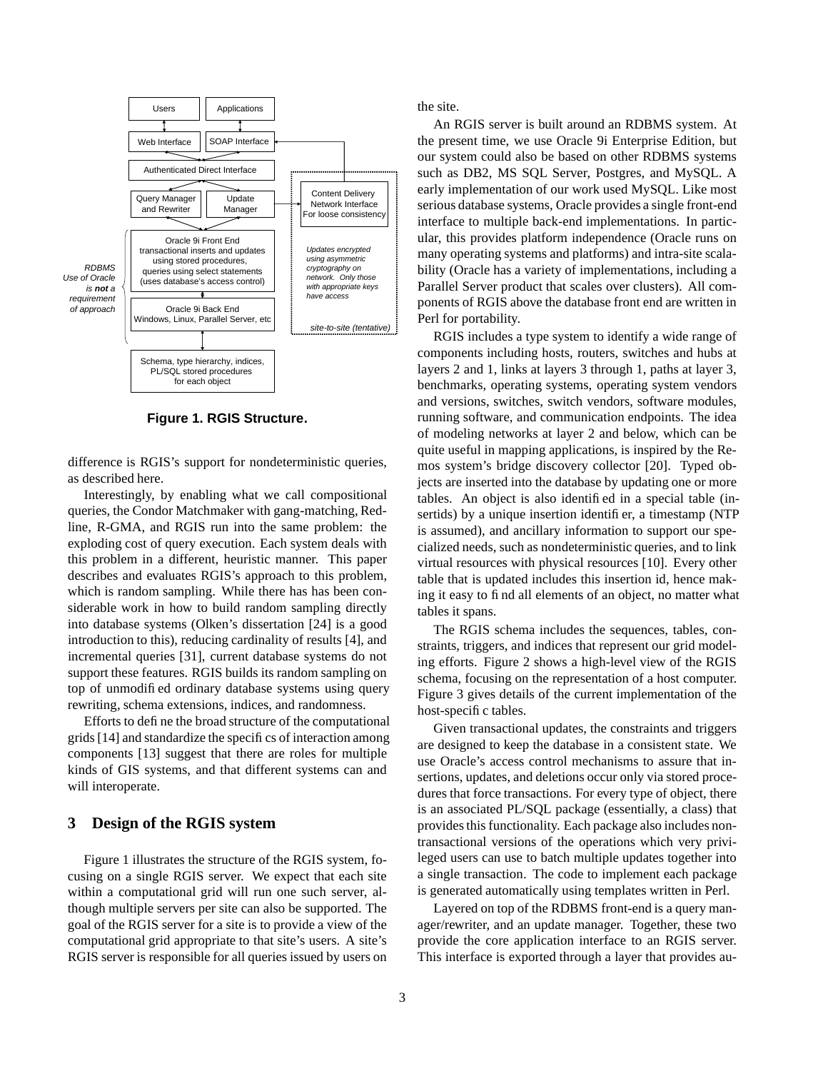**Figure 1. RGIS Structure.**

difference is RGIS's support for nondeterministic queries, as described here.

Interestingly, by enabling what we call compositional queries, the Condor Matchmaker with gang-matching, Redline, R-GMA, and RGIS run into the same problem: the exploding cost of query execution. Each system deals with this problem in a different, heuristic manner. This paper describes and evaluates RGIS's approach to this problem, which is random sampling. While there has has been considerable work in how to build random sampling directly into database systems (Olken's dissertation [24] is a good introduction to this), reducing cardinality of results [4], and incremental queries [31], current database systems do not support these features. RGIS builds its random sampling on top of unmodified ordinary database systems using query rewriting, schema extensions, indices, and randomness.

Efforts to define the broad structure of the computational grids [14] and standardize the specifics of interaction among components [13] suggest that there are roles for multiple kinds of GIS systems, and that different systems can and will interoperate.

## 3 Design of the RGIS system

Figure 1 illustrates the structure of the RGIS system, focusing on a single RGIS server. We expect that each site within a computational grid will run one such server, although multiple servers per site can also be supported. The goal of the RGIS server for a site is to provide a view of the computational grid appropriate to that site's users. A site's RGIS server is responsible for all queries issued by users on the site.

An RGIS server is built around an RDBMS system. At the present time, we use Oracle 9i Enterprise Edition, but our system could also be based on other RDBMS systems such as DB2, MS SQL Server, Postgres, and MySQL. A early implementation of our work used MySQL. Like most serious database systems, Oracle provides a single front-end interface to multiple back-end implementations. In particular, this provides platform independence (Oracle runs on many operating systems and platforms) and intra-site scalability (Oracle has a variety of implementations, including a Parallel Server product that scales over clusters). All components of RGIS above the database front end are written in Perl for portability.

RGIS includes a type system to identify a wide range of components including hosts, routers, switches and hubs at layers 2 and 1, links at layers 3 through 1, paths at layer 3, benchmarks, operating systems, operating system vendors and versions, switches, switch vendors, software modules, running software, and communication endpoints. The idea of modeling networks at layer 2 and below, which can be quite useful in mapping applications, is inspired by the Remos system's bridge discovery collector [20]. Typed objects are inserted into the database by updating one or more tables. An object is also identified in a special table (insertids) by a unique insertion identifier, a timestamp (NTP is assumed), and ancillary information to support our specialized needs, such as nondeterministic queries, and to link virtual resources with physical resources [10]. Every other table that is updated includes this insertion id, hence making it easy to find all elements of an object, no matter what tables it spans.

The RGIS schema includes the sequences, tables, constraints, triggers, and indices that represent our grid modeling efforts. Figure 2 shows a high-level view of the RGIS schema, focusing on the representation of a host computer. Figure 3 gives details of the current implementation of the host-specific tables.

Given transactional updates, the constraints and triggers are designed to keep the database in a consistent state. We use Oracle's access control mechanisms to assure that insertions, updates, and deletions occur only via stored procedures that force transactions. For every type of object, there is an associated PL/SQL package (essentially, a class) that provides this functionality. Each package also includes nontransactional versions of the operations which very privileged users can use to batch multiple updates together into a single transaction. The code to implement each package is generated automatically using templates written in Perl.

Layered on top of the RDBMS front-end is a query manager/rewriter, and an update manager. Together, these two provide the core application interface to an RGIS server. This interface is exported through a layer that provides au-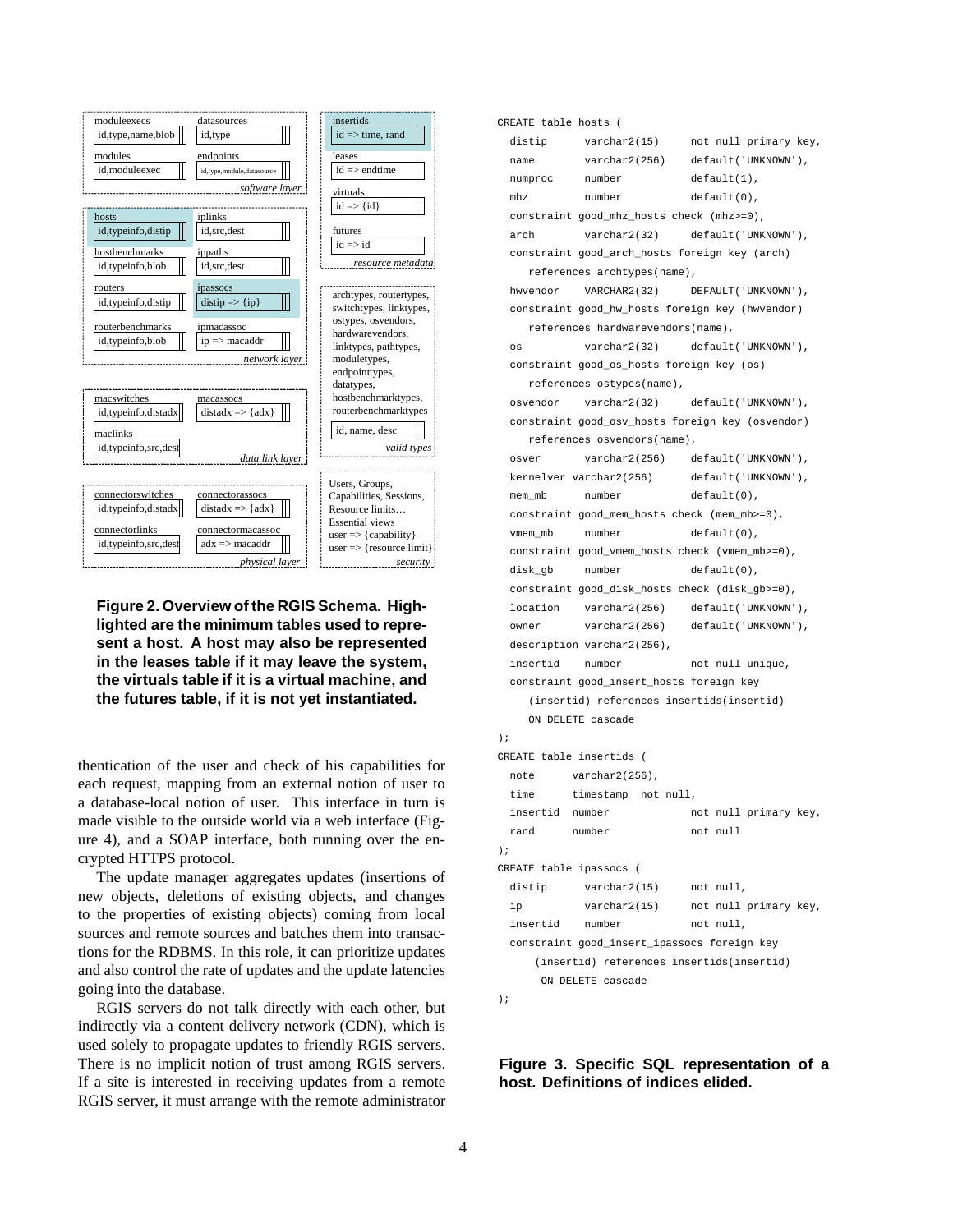| moduleexecs | datasources |
| --- | --- |
| id,type,name,blob | id,type |
| **modules** | **endpoints** |
| id,moduleexec | id,type,module,datasource |

*software layer*

| insertids |
| --- |
| id => time, rand |
| **leases** |
| id => endtime |
| **virtuals** |
| id => {id} |
| **futures** |
| id => id |

*resource metadata*

| hosts | iplinks |
| --- | --- |
| id,typeinfo,distip | id,src,dest |
| **hostbenchmarks** | **ippaths** |
| id,typeinfo,blob | id,src,dest |
| **routers** | **ipassocs** |
| id,typeinfo,distip | distip => {ip} |
| **routerbenchmarks** | **ipmacassoc** |
| id,typeinfo,blob | ip => macaddr |

*network layer*

archtypes, routertypes, switchtypes, linktypes, ostypes, osvendors, hardwarevendors, linktypes, pathtypes, moduletypes, endpointtypes, datatypes, hostbenchmarktypes, routerbenchmarktypes

| id, name, desc |
| --- |

*valid types*

| macswitches | macassocs |
| --- | --- |
| id,typeinfo,distadx | distadx => {adx} |
| **maclinks** | |
| id,typeinfo,src,dest | |

*data link layer*

| connectorswitches | connectorassocs |
| --- | --- |
| id,typeinfo,distadx | distadx => {adx} |
| **connectorlinks** | **connectormacassoc** |
| id,typeinfo,src,dest | adx => macaddr |

*physical layer*

Users, Groups, Capabilities, Sessions, Resource limits…
Essential views
user => {capability}
user => {resource limit}

*security*

**Figure 2. Overview of the RGIS Schema. Highlighted are the minimum tables used to represent a host. A host may also be represented in the leases table if it may leave the system, the virtuals table if it is a virtual machine, and the futures table, if it is not yet instantiated.**

thentication of the user and check of his capabilities for each request, mapping from an external notion of user to a database-local notion of user. This interface in turn is made visible to the outside world via a web interface (Figure 4), and a SOAP interface, both running over the encrypted HTTPS protocol.

The update manager aggregates updates (insertions of new objects, deletions of existing objects, and changes to the properties of existing objects) coming from local sources and remote sources and batches them into transactions for the RDBMS. In this role, it can prioritize updates and also control the rate of updates and the update latencies going into the database.

RGIS servers do not talk directly with each other, but indirectly via a content delivery network (CDN), which is used solely to propagate updates to friendly RGIS servers. There is no implicit notion of trust among RGIS servers. If a site is interested in receiving updates from a remote RGIS server, it must arrange with the remote administrator

```
CREATE table hosts (
  distip       varchar2(15)      not null primary key,
  name         varchar2(256)     default('UNKNOWN'),
  numproc      number            default(1),
  mhz          number            default(0),
  constraint good_mhz_hosts check (mhz>=0),
  arch         varchar2(32)      default('UNKNOWN'),
  constraint good_arch_hosts foreign key (arch)
     references archtypes(name),
  hwvendor     VARCHAR2(32)      DEFAULT('UNKNOWN'),
  constraint good_hw_hosts foreign key (hwvendor)
     references hardwarevendors(name),
  os           varchar2(32)      default('UNKNOWN'),
  constraint good_os_hosts foreign key (os)
     references ostypes(name),
  osvendor     varchar2(32)      default('UNKNOWN'),
  constraint good_osv_hosts foreign key (osvendor)
     references osvendors(name),
  osver        varchar2(256)     default('UNKNOWN'),
  kernelver varchar2(256)        default('UNKNOWN'),
  mem_mb       number            default(0),
  constraint good_mem_hosts check (mem_mb>=0),
  vmem_mb      number            default(0),
  constraint good_vmem_hosts check (vmem_mb>=0),
  disk_gb      number            default(0),
  constraint good_disk_hosts check (disk_gb>=0),
  location     varchar2(256)     default('UNKNOWN'),
  owner        varchar2(256)     default('UNKNOWN'),
  description varchar2(256),
  insertid     number            not null unique,
  constraint good_insert_hosts foreign key
     (insertid) references insertids(insertid)
     ON DELETE cascade
);
CREATE table insertids (
  note       varchar2(256),
  time       timestamp  not null,
  insertid   number            not null primary key,
  rand       number            not null
);
CREATE table ipassocs (
  distip       varchar2(15)      not null,
  ip           varchar2(15)      not null primary key,
  insertid     number            not null,
  constraint good_insert_ipassocs foreign key
      (insertid) references insertids(insertid)
       ON DELETE cascade
);
```

**Figure 3. Specific SQL representation of a host. Definitions of indices elided.**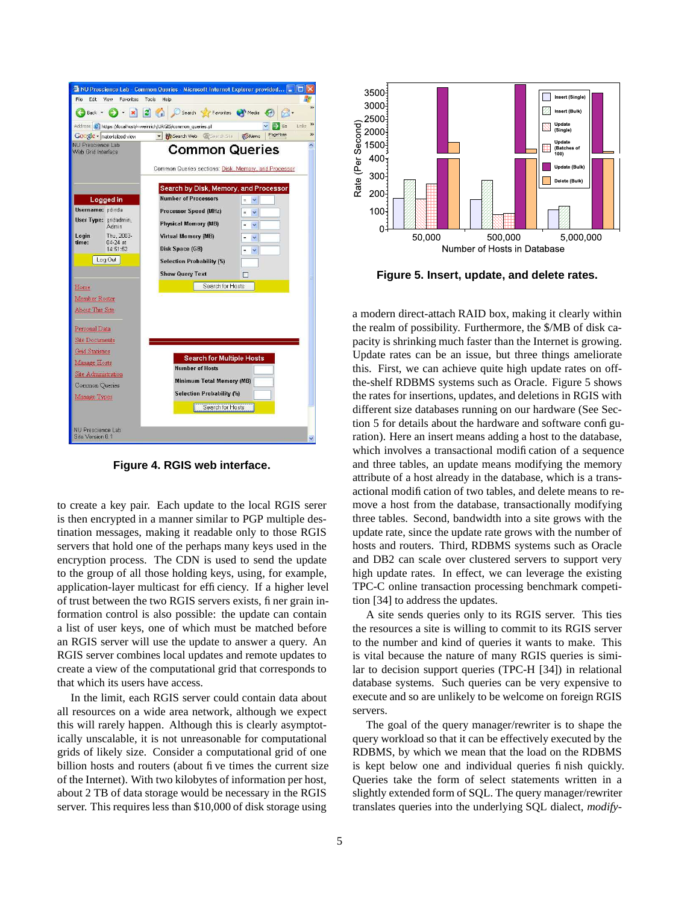**Figure 4. RGIS web interface.**

to create a key pair. Each update to the local RGIS serer is then encrypted in a manner similar to PGP multiple destination messages, making it readable only to those RGIS servers that hold one of the perhaps many keys used in the encryption process. The CDN is used to send the update to the group of all those holding keys, using, for example, application-layer multicast for efficiency. If a higher level of trust between the two RGIS servers exists, finer grain information control is also possible: the update can contain a list of user keys, one of which must be matched before an RGIS server will use the update to answer a query. An RGIS server combines local updates and remote updates to create a view of the computational grid that corresponds to that which its users have access.

In the limit, each RGIS server could contain data about all resources on a wide area network, although we expect this will rarely happen. Although this is clearly asymptotically unscalable, it is not unreasonable for computational grids of likely size. Consider a computational grid of one billion hosts and routers (about five times the current size of the Internet). With two kilobytes of information per host, about 2 TB of data storage would be necessary in the RGIS server. This requires less than $10,000 of disk storage using a modern direct-attach RAID box, making it clearly within the realm of possibility. Furthermore, the $/MB of disk capacity is shrinking much faster than the Internet is growing. Update rates can be an issue, but three things ameliorate this. First, we can achieve quite high update rates on off-the-shelf RDBMS systems such as Oracle. Figure 5 shows the rates for insertions, updates, and deletions in RGIS with different size databases running on our hardware (See Section 5 for details about the hardware and software configuration). Here an insert means adding a host to the database, which involves a transactional modification of a sequence and three tables, an update means modifying the memory attribute of a host already in the database, which is a transactional modification of two tables, and delete means to remove a host from the database, transactionally modifying three tables. Second, bandwidth into a site grows with the update rate, since the update rate grows with the number of hosts and routers. Third, RDBMS systems such as Oracle and DB2 can scale over clustered servers to support very high update rates. In effect, we can leverage the existing TPC-C online transaction processing benchmark competition [34] to address the updates.

**Figure 5. Insert, update, and delete rates.**

A site sends queries only to its RGIS server. This ties the resources a site is willing to commit to its RGIS server to the number and kind of queries it wants to make. This is vital because the nature of many RGIS queries is similar to decision support queries (TPC-H [34]) in relational database systems. Such queries can be very expensive to execute and so are unlikely to be welcome on foreign RGIS servers.

The goal of the query manager/rewriter is to shape the query workload so that it can be effectively executed by the RDBMS, by which we mean that the load on the RDBMS is kept below one and individual queries finish quickly. Queries take the form of select statements written in a slightly extended form of SQL. The query manager/rewriter translates queries into the underlying SQL dialect, *modify-*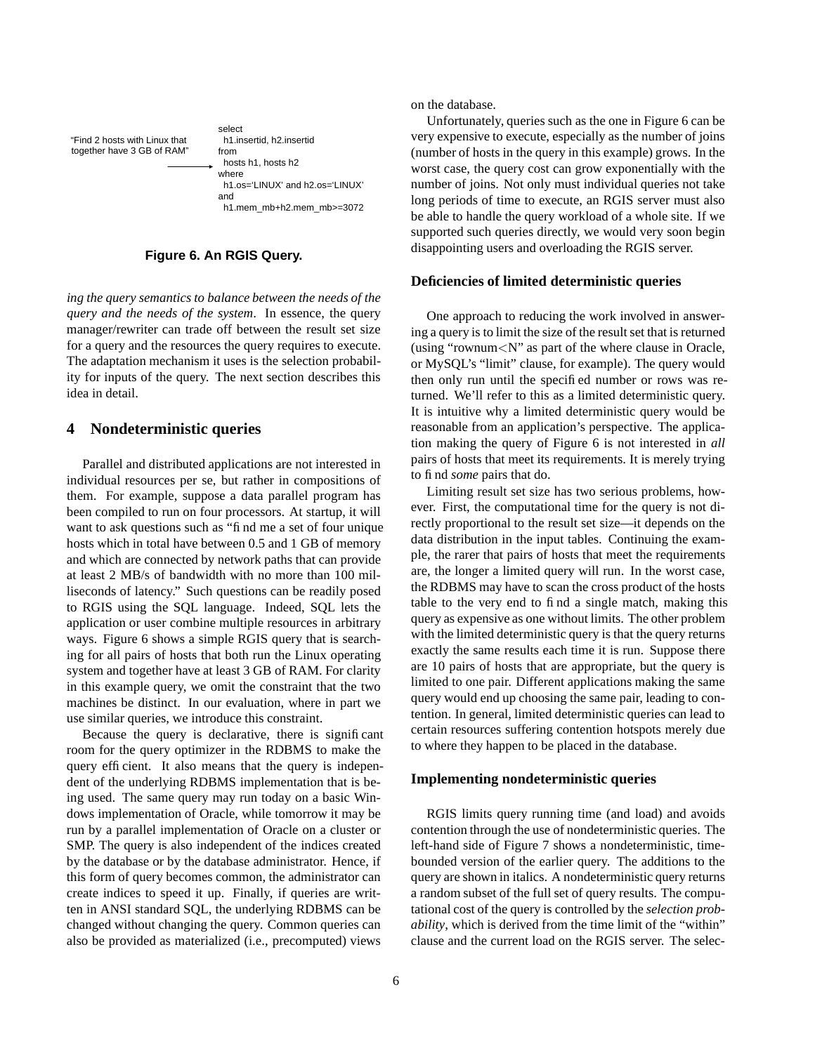"Find 2 hosts with Linux that together have 3 GB of RAM" →

```
select
  h1.insertid, h2.insertid
from
  hosts h1, hosts h2
where
  h1.os='LINUX' and h2.os='LINUX'
and
  h1.mem_mb+h2.mem_mb>=3072
```

**Figure 6. An RGIS Query.**

*ing the query semantics to balance between the needs of the query and the needs of the system*. In essence, the query manager/rewriter can trade off between the result set size for a query and the resources the query requires to execute. The adaptation mechanism it uses is the selection probability for inputs of the query. The next section describes this idea in detail.

## 4 Nondeterministic queries

Parallel and distributed applications are not interested in individual resources per se, but rather in compositions of them. For example, suppose a data parallel program has been compiled to run on four processors. At startup, it will want to ask questions such as "find me a set of four unique hosts which in total have between 0.5 and 1 GB of memory and which are connected by network paths that can provide at least 2 MB/s of bandwidth with no more than 100 milliseconds of latency." Such questions can be readily posed to RGIS using the SQL language. Indeed, SQL lets the application or user combine multiple resources in arbitrary ways. Figure 6 shows a simple RGIS query that is searching for all pairs of hosts that both run the Linux operating system and together have at least 3 GB of RAM. For clarity in this example query, we omit the constraint that the two machines be distinct. In our evaluation, where in part we use similar queries, we introduce this constraint.

Because the query is declarative, there is significant room for the query optimizer in the RDBMS to make the query efficient. It also means that the query is independent of the underlying RDBMS implementation that is being used. The same query may run today on a basic Windows implementation of Oracle, while tomorrow it may be run by a parallel implementation of Oracle on a cluster or SMP. The query is also independent of the indices created by the database or by the database administrator. Hence, if this form of query becomes common, the administrator can create indices to speed it up. Finally, if queries are written in ANSI standard SQL, the underlying RDBMS can be changed without changing the query. Common queries can also be provided as materialized (i.e., precomputed) views on the database.

Unfortunately, queries such as the one in Figure 6 can be very expensive to execute, especially as the number of joins (number of hosts in the query in this example) grows. In the worst case, the query cost can grow exponentially with the number of joins. Not only must individual queries not take long periods of time to execute, an RGIS server must also be able to handle the query workload of a whole site. If we supported such queries directly, we would very soon begin disappointing users and overloading the RGIS server.

### Deficiencies of limited deterministic queries

One approach to reducing the work involved in answering a query is to limit the size of the result set that is returned (using "rownum<N" as part of the where clause in Oracle, or MySQL's "limit" clause, for example). The query would then only run until the specified number or rows was returned. We'll refer to this as a limited deterministic query. It is intuitive why a limited deterministic query would be reasonable from an application's perspective. The application making the query of Figure 6 is not interested in *all* pairs of hosts that meet its requirements. It is merely trying to find *some* pairs that do.

Limiting result set size has two serious problems, however. First, the computational time for the query is not directly proportional to the result set size—it depends on the data distribution in the input tables. Continuing the example, the rarer that pairs of hosts that meet the requirements are, the longer a limited query will run. In the worst case, the RDBMS may have to scan the cross product of the hosts table to the very end to find a single match, making this query as expensive as one without limits. The other problem with the limited deterministic query is that the query returns exactly the same results each time it is run. Suppose there are 10 pairs of hosts that are appropriate, but the query is limited to one pair. Different applications making the same query would end up choosing the same pair, leading to contention. In general, limited deterministic queries can lead to certain resources suffering contention hotspots merely due to where they happen to be placed in the database.

### Implementing nondeterministic queries

RGIS limits query running time (and load) and avoids contention through the use of nondeterministic queries. The left-hand side of Figure 7 shows a nondeterministic, time-bounded version of the earlier query. The additions to the query are shown in italics. A nondeterministic query returns a random subset of the full set of query results. The computational cost of the query is controlled by the *selection probability*, which is derived from the time limit of the "within" clause and the current load on the RGIS server. The selec-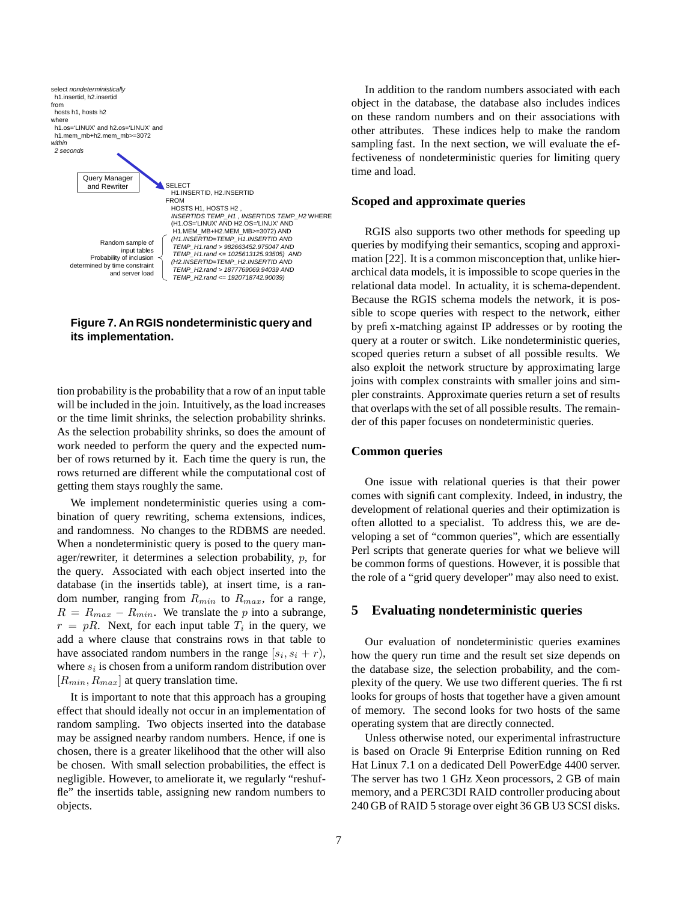```
select nondeterministically
  h1.insertid, h2.insertid
from
  hosts h1, hosts h2
where
  h1.os='LINUX' and h2.os='LINUX' and
  h1.mem_mb+h2.mem_mb>=3072
within
  2 seconds
```

Query Manager and Rewriter

```
SELECT
  H1.INSERTID, H2.INSERTID
FROM
  HOSTS H1, HOSTS H2 ,
  INSERTIDS TEMP_H1 , INSERTIDS TEMP_H2 WHERE
  (H1.OS='LINUX' AND H2.OS='LINUX' AND
   H1.MEM_MB+H2.MEM_MB>=3072) AND
  (H1.INSERTID=TEMP_H1.INSERTID AND
   TEMP_H1.rand > 982663452.975047 AND
   TEMP_H1.rand <= 1025613125.93505)  AND
  (H2.INSERTID=TEMP_H2.INSERTID AND
   TEMP_H2.rand > 1877769069.94039 AND
   TEMP_H2.rand <= 1920718742.90039)
```

Random sample of input tables. Probability of inclusion determined by time constraint and server load

**Figure 7. An RGIS nondeterministic query and its implementation.**

tion probability is the probability that a row of an input table will be included in the join. Intuitively, as the load increases or the time limit shrinks, the selection probability shrinks. As the selection probability shrinks, so does the amount of work needed to perform the query and the expected number of rows returned by it. Each time the query is run, the rows returned are different while the computational cost of getting them stays roughly the same.

We implement nondeterministic queries using a combination of query rewriting, schema extensions, indices, and randomness. No changes to the RDBMS are needed. When a nondeterministic query is posed to the query manager/rewriter, it determines a selection probability, $p$, for the query. Associated with each object inserted into the database (in the insertids table), at insert time, is a random number, ranging from $R_{min}$ to $R_{max}$, for a range, $R = R_{max} - R_{min}$. We translate the $p$ into a subrange, $r = pR$. Next, for each input table $T_i$ in the query, we add a where clause that constrains rows in that table to have associated random numbers in the range $[s_i, s_i + r)$, where $s_i$ is chosen from a uniform random distribution over $[R_{min}, R_{max}]$ at query translation time.

It is important to note that this approach has a grouping effect that should ideally not occur in an implementation of random sampling. Two objects inserted into the database may be assigned nearby random numbers. Hence, if one is chosen, there is a greater likelihood that the other will also be chosen. With small selection probabilities, the effect is negligible. However, to ameliorate it, we regularly "reshuffle" the insertids table, assigning new random numbers to objects.

In addition to the random numbers associated with each object in the database, the database also includes indices on these random numbers and on their associations with other attributes. These indices help to make the random sampling fast. In the next section, we will evaluate the effectiveness of nondeterministic queries for limiting query time and load.

### Scoped and approximate queries

RGIS also supports two other methods for speeding up queries by modifying their semantics, scoping and approximation [22]. It is a common misconception that, unlike hierarchical data models, it is impossible to scope queries in the relational data model. In actuality, it is schema-dependent. Because the RGIS schema models the network, it is possible to scope queries with respect to the network, either by prefix-matching against IP addresses or by rooting the query at a router or switch. Like nondeterministic queries, scoped queries return a subset of all possible results. We also exploit the network structure by approximating large joins with complex constraints with smaller joins and simpler constraints. Approximate queries return a set of results that overlaps with the set of all possible results. The remainder of this paper focuses on nondeterministic queries.

### Common queries

One issue with relational queries is that their power comes with significant complexity. Indeed, in industry, the development of relational queries and their optimization is often allotted to a specialist. To address this, we are developing a set of "common queries", which are essentially Perl scripts that generate queries for what we believe will be common forms of questions. However, it is possible that the role of a "grid query developer" may also need to exist.

## 5 Evaluating nondeterministic queries

Our evaluation of nondeterministic queries examines how the query run time and the result set size depends on the database size, the selection probability, and the complexity of the query. We use two different queries. The first looks for groups of hosts that together have a given amount of memory. The second looks for two hosts of the same operating system that are directly connected.

Unless otherwise noted, our experimental infrastructure is based on Oracle 9i Enterprise Edition running on Red Hat Linux 7.1 on a dedicated Dell PowerEdge 4400 server. The server has two 1 GHz Xeon processors, 2 GB of main memory, and a PERC3DI RAID controller producing about 240 GB of RAID 5 storage over eight 36 GB U3 SCSI disks.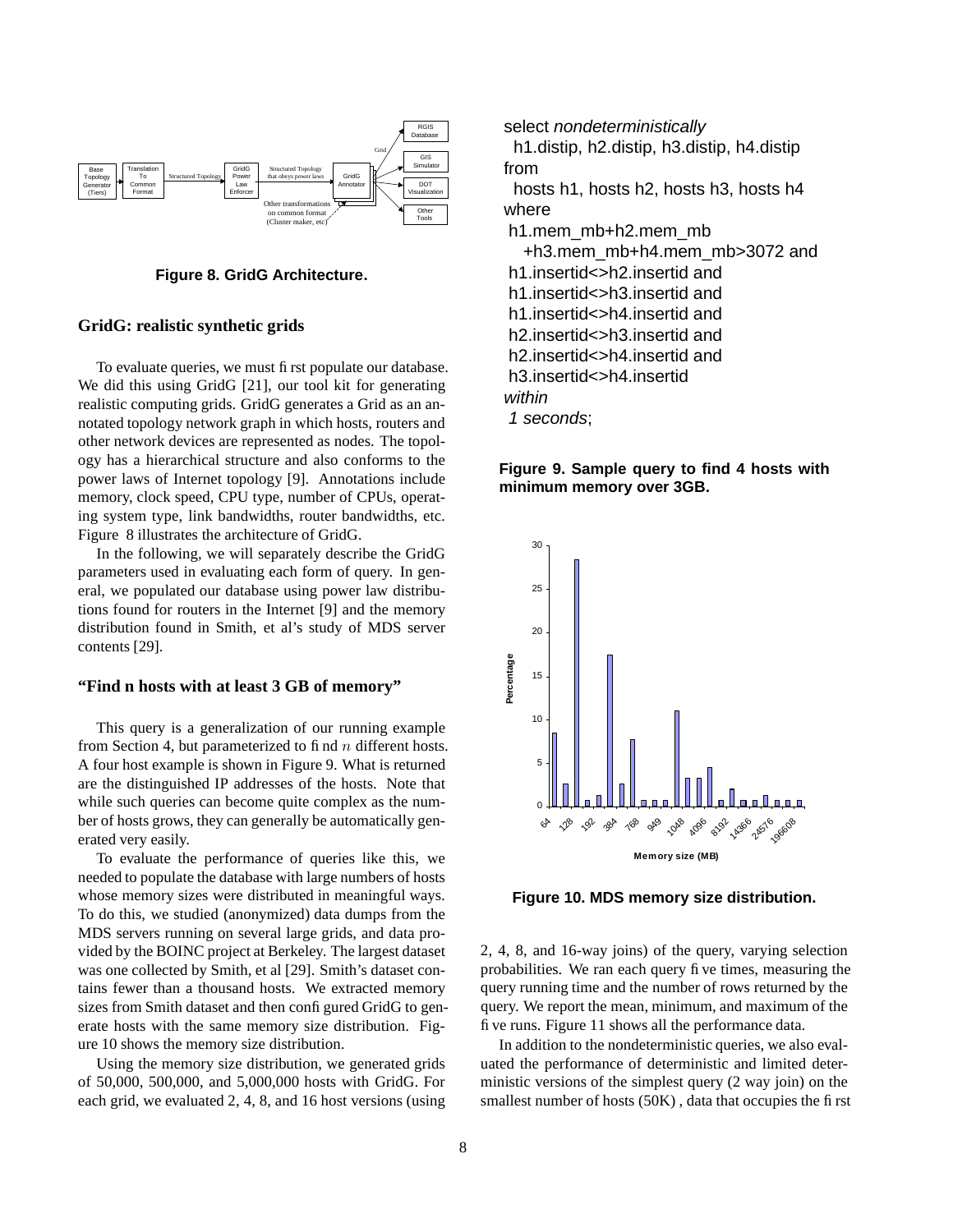Figure 8. GridG Architecture.

## GridG: realistic synthetic grids

To evaluate queries, we must first populate our database. We did this using GridG [21], our tool kit for generating realistic computing grids. GridG generates a Grid as an annotated topology network graph in which hosts, routers and other network devices are represented as nodes. The topology has a hierarchical structure and also conforms to the power laws of Internet topology [9]. Annotations include memory, clock speed, CPU type, number of CPUs, operating system type, link bandwidths, router bandwidths, etc. Figure 8 illustrates the architecture of GridG.

In the following, we will separately describe the GridG parameters used in evaluating each form of query. In general, we populated our database using power law distributions found for routers in the Internet [9] and the memory distribution found in Smith, et al's study of MDS server contents [29].

## "Find n hosts with at least 3 GB of memory"

This query is a generalization of our running example from Section 4, but parameterized to find $n$ different hosts. A four host example is shown in Figure 9. What is returned are the distinguished IP addresses of the hosts. Note that while such queries can become quite complex as the number of hosts grows, they can generally be automatically generated very easily.

To evaluate the performance of queries like this, we needed to populate the database with large numbers of hosts whose memory sizes were distributed in meaningful ways. To do this, we studied (anonymized) data dumps from the MDS servers running on several large grids, and data provided by the BOINC project at Berkeley. The largest dataset was one collected by Smith, et al [29]. Smith's dataset contains fewer than a thousand hosts. We extracted memory sizes from Smith dataset and then configured GridG to generate hosts with the same memory size distribution. Figure 10 shows the memory size distribution.

Using the memory size distribution, we generated grids of 50,000, 500,000, and 5,000,000 hosts with GridG. For each grid, we evaluated 2, 4, 8, and 16 host versions (using 2, 4, 8, and 16-way joins) of the query, varying selection probabilities. We ran each query five times, measuring the query running time and the number of rows returned by the query. We report the mean, minimum, and maximum of the five runs. Figure 11 shows all the performance data.

In addition to the nondeterministic queries, we also evaluated the performance of deterministic and limited deterministic versions of the simplest query (2 way join) on the smallest number of hosts (50K) , data that occupies the first

```
select nondeterministically
  h1.distip, h2.distip, h3.distip, h4.distip
from
  hosts h1, hosts h2, hosts h3, hosts h4
where
 h1.mem_mb+h2.mem_mb
   +h3.mem_mb+h4.mem_mb>3072 and
 h1.insertid<>h2.insertid and
 h1.insertid<>h3.insertid and
 h1.insertid<>h4.insertid and
 h2.insertid<>h3.insertid and
 h2.insertid<>h4.insertid and
 h3.insertid<>h4.insertid
within
 1 seconds;
```

Figure 9. Sample query to find 4 hosts with minimum memory over 3GB.

Figure 10. MDS memory size distribution.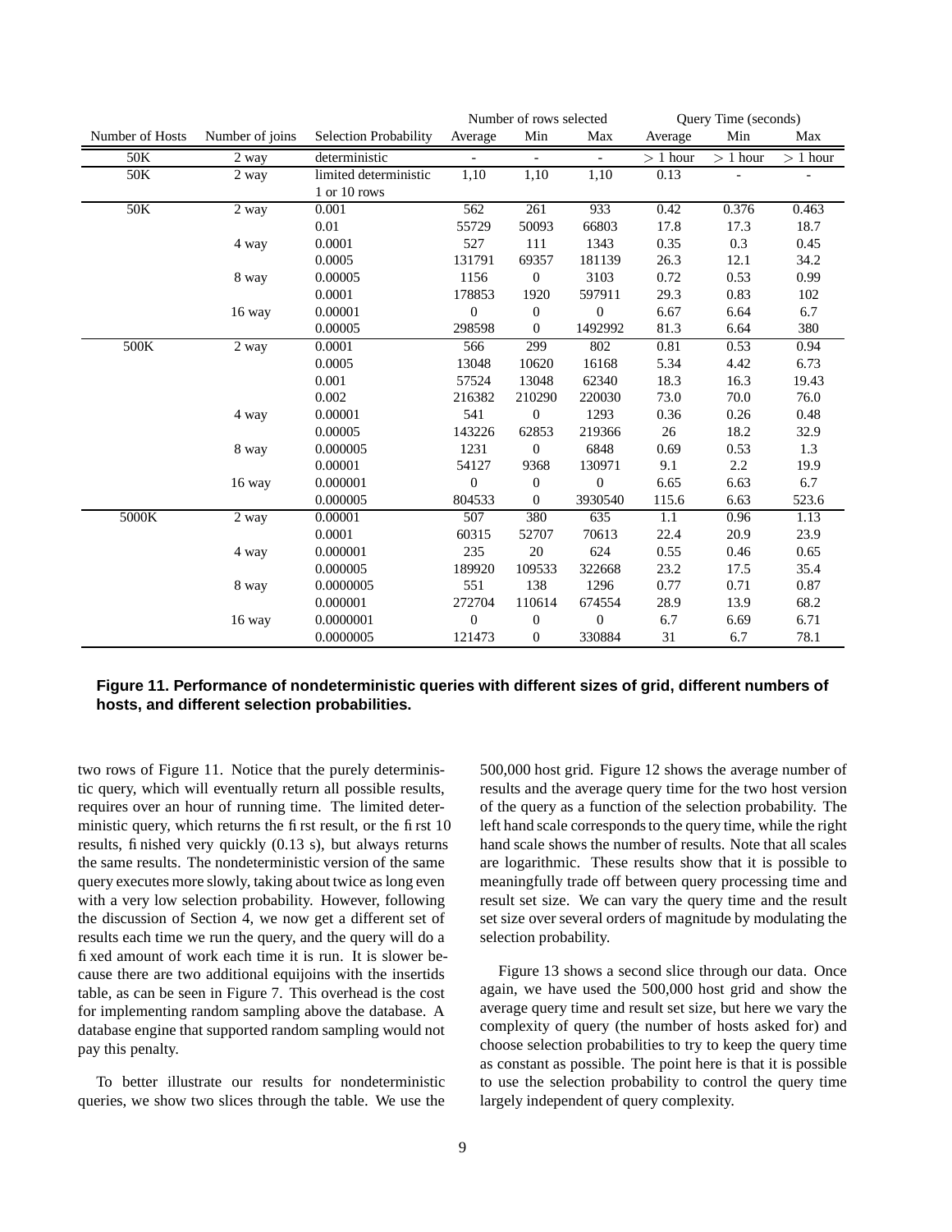| | | | Number of rows selected | | | Query Time (seconds) | | |
|---|---|---|---|---|---|---|---|---|
| Number of Hosts | Number of joins | Selection Probability | Average | Min | Max | Average | Min | Max |
| 50K | 2 way | deterministic | - | - | - | > 1 hour | > 1 hour | > 1 hour |
| 50K | 2 way | limited deterministic 1 or 10 rows | 1,10 | 1,10 | 1,10 | 0.13 | - | - |
| 50K | 2 way | 0.001 | 562 | 261 | 933 | 0.42 | 0.376 | 0.463 |
| | | 0.01 | 55729 | 50093 | 66803 | 17.8 | 17.3 | 18.7 |
| | 4 way | 0.0001 | 527 | 111 | 1343 | 0.35 | 0.3 | 0.45 |
| | | 0.0005 | 131791 | 69357 | 181139 | 26.3 | 12.1 | 34.2 |
| | 8 way | 0.00005 | 1156 | 0 | 3103 | 0.72 | 0.53 | 0.99 |
| | | 0.0001 | 178853 | 1920 | 597911 | 29.3 | 0.83 | 102 |
| | 16 way | 0.00001 | 0 | 0 | 0 | 6.67 | 6.64 | 6.7 |
| | | 0.00005 | 298598 | 0 | 1492992 | 81.3 | 6.64 | 380 |
| 500K | 2 way | 0.0001 | 566 | 299 | 802 | 0.81 | 0.53 | 0.94 |
| | | 0.0005 | 13048 | 10620 | 16168 | 5.34 | 4.42 | 6.73 |
| | | 0.001 | 57524 | 13048 | 62340 | 18.3 | 16.3 | 19.43 |
| | | 0.002 | 216382 | 210290 | 220030 | 73.0 | 70.0 | 76.0 |
| | 4 way | 0.00001 | 541 | 0 | 1293 | 0.36 | 0.26 | 0.48 |
| | | 0.00005 | 143226 | 62853 | 219366 | 26 | 18.2 | 32.9 |
| | 8 way | 0.000005 | 1231 | 0 | 6848 | 0.69 | 0.53 | 1.3 |
| | | 0.00001 | 54127 | 9368 | 130971 | 9.1 | 2.2 | 19.9 |
| | 16 way | 0.000001 | 0 | 0 | 0 | 6.65 | 6.63 | 6.7 |
| | | 0.000005 | 804533 | 0 | 3930540 | 115.6 | 6.63 | 523.6 |
| 5000K | 2 way | 0.00001 | 507 | 380 | 635 | 1.1 | 0.96 | 1.13 |
| | | 0.0001 | 60315 | 52707 | 70613 | 22.4 | 20.9 | 23.9 |
| | 4 way | 0.000001 | 235 | 20 | 624 | 0.55 | 0.46 | 0.65 |
| | | 0.000005 | 189920 | 109533 | 322668 | 23.2 | 17.5 | 35.4 |
| | 8 way | 0.0000005 | 551 | 138 | 1296 | 0.77 | 0.71 | 0.87 |
| | | 0.000001 | 272704 | 110614 | 674554 | 28.9 | 13.9 | 68.2 |
| | 16 way | 0.0000001 | 0 | 0 | 0 | 6.7 | 6.69 | 6.71 |
| | | 0.0000005 | 121473 | 0 | 330884 | 31 | 6.7 | 78.1 |

**Figure 11. Performance of nondeterministic queries with different sizes of grid, different numbers of hosts, and different selection probabilities.**

two rows of Figure 11. Notice that the purely deterministic query, which will eventually return all possible results, requires over an hour of running time. The limited deterministic query, which returns the first result, or the first 10 results, finished very quickly (0.13 s), but always returns the same results. The nondeterministic version of the same query executes more slowly, taking about twice as long even with a very low selection probability. However, following the discussion of Section 4, we now get a different set of results each time we run the query, and the query will do a fixed amount of work each time it is run. It is slower because there are two additional equijoins with the insertids table, as can be seen in Figure 7. This overhead is the cost for implementing random sampling above the database. A database engine that supported random sampling would not pay this penalty.

To better illustrate our results for nondeterministic queries, we show two slices through the table. We use the 500,000 host grid. Figure 12 shows the average number of results and the average query time for the two host version of the query as a function of the selection probability. The left hand scale corresponds to the query time, while the right hand scale shows the number of results. Note that all scales are logarithmic. These results show that it is possible to meaningfully trade off between query processing time and result set size. We can vary the query time and the result set size over several orders of magnitude by modulating the selection probability.

Figure 13 shows a second slice through our data. Once again, we have used the 500,000 host grid and show the average query time and result set size, but here we vary the complexity of query (the number of hosts asked for) and choose selection probabilities to try to keep the query time as constant as possible. The point here is that it is possible to use the selection probability to control the query time largely independent of query complexity.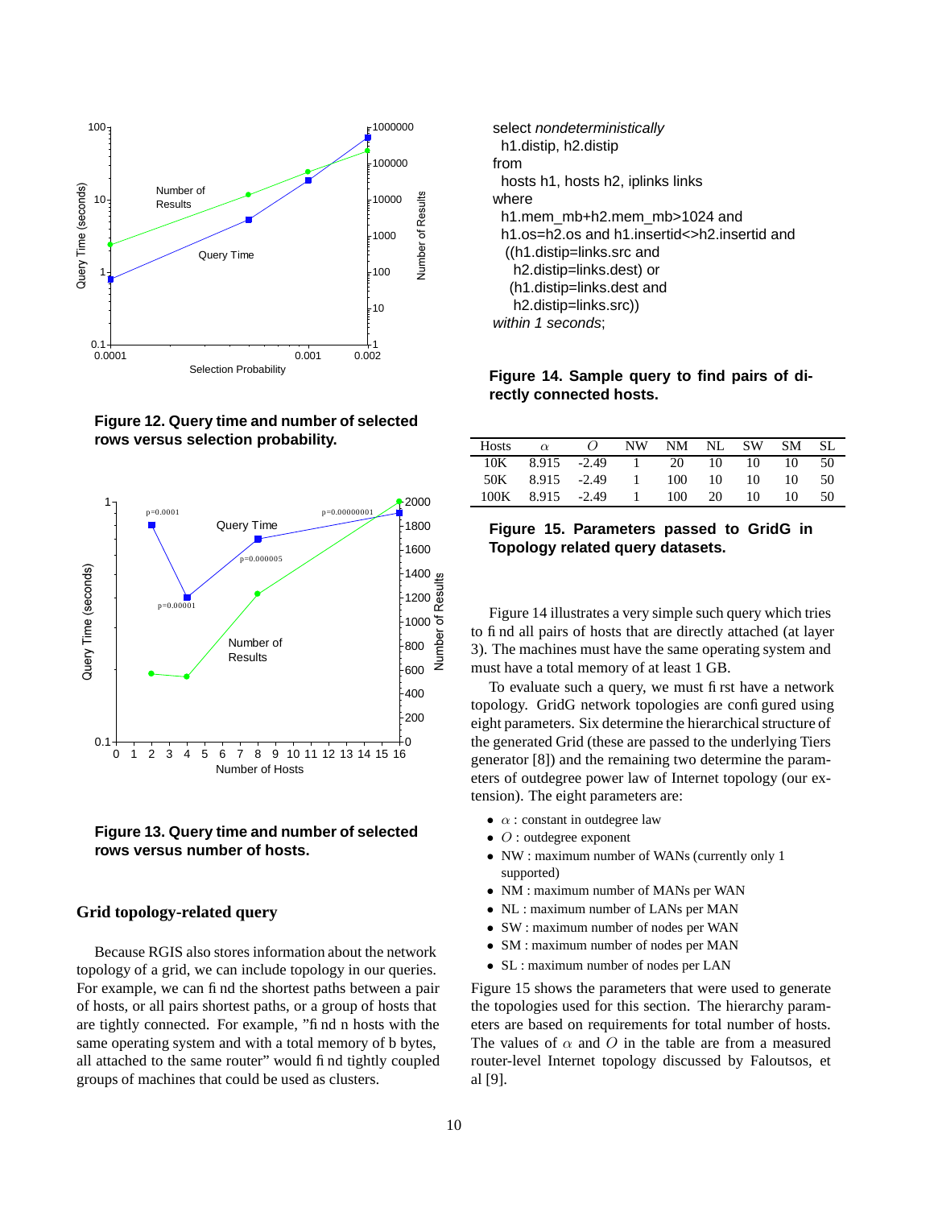**Figure 12. Query time and number of selected rows versus selection probability.**

**Figure 13. Query time and number of selected rows versus number of hosts.**

### Grid topology-related query

Because RGIS also stores information about the network topology of a grid, we can include topology in our queries. For example, we can find the shortest paths between a pair of hosts, or all pairs shortest paths, or a group of hosts that are tightly connected. For example, "find n hosts with the same operating system and with a total memory of b bytes, all attached to the same router" would find tightly coupled groups of machines that could be used as clusters.

```
select nondeterministically
  h1.distip, h2.distip
from
  hosts h1, hosts h2, iplinks links
where
  h1.mem_mb+h2.mem_mb>1024 and
  h1.os=h2.os and h1.insertid<>h2.insertid and
   ((h1.distip=links.src and
     h2.distip=links.dest) or
    (h1.distip=links.dest and
     h2.distip=links.src))
within 1 seconds;
```

**Figure 14. Sample query to find pairs of directly connected hosts.**

| Hosts | $\alpha$ | $O$ | NW | NM | NL | SW | SM | SL |
|---|---|---|---|---|---|---|---|---|
| 10K | 8.915 | -2.49 | 1 | 20 | 10 | 10 | 10 | 50 |
| 50K | 8.915 | -2.49 | 1 | 100 | 10 | 10 | 10 | 50 |
| 100K | 8.915 | -2.49 | 1 | 100 | 20 | 10 | 10 | 50 |

**Figure 15. Parameters passed to GridG in Topology related query datasets.**

Figure 14 illustrates a very simple such query which tries to find all pairs of hosts that are directly attached (at layer 3). The machines must have the same operating system and must have a total memory of at least 1 GB.

To evaluate such a query, we must first have a network topology. GridG network topologies are configured using eight parameters. Six determine the hierarchical structure of the generated Grid (these are passed to the underlying Tiers generator [8]) and the remaining two determine the parameters of outdegree power law of Internet topology (our extension). The eight parameters are:

- $\alpha$ : constant in outdegree law
- $O$ : outdegree exponent
- NW : maximum number of WANs (currently only 1 supported)
- NM : maximum number of MANs per WAN
- NL : maximum number of LANs per MAN
- SW : maximum number of nodes per WAN
- SM : maximum number of nodes per MAN
- SL : maximum number of nodes per LAN

Figure 15 shows the parameters that were used to generate the topologies used for this section. The hierarchy parameters are based on requirements for total number of hosts. The values of $\alpha$ and $O$ in the table are from a measured router-level Internet topology discussed by Faloutsos, et al [9].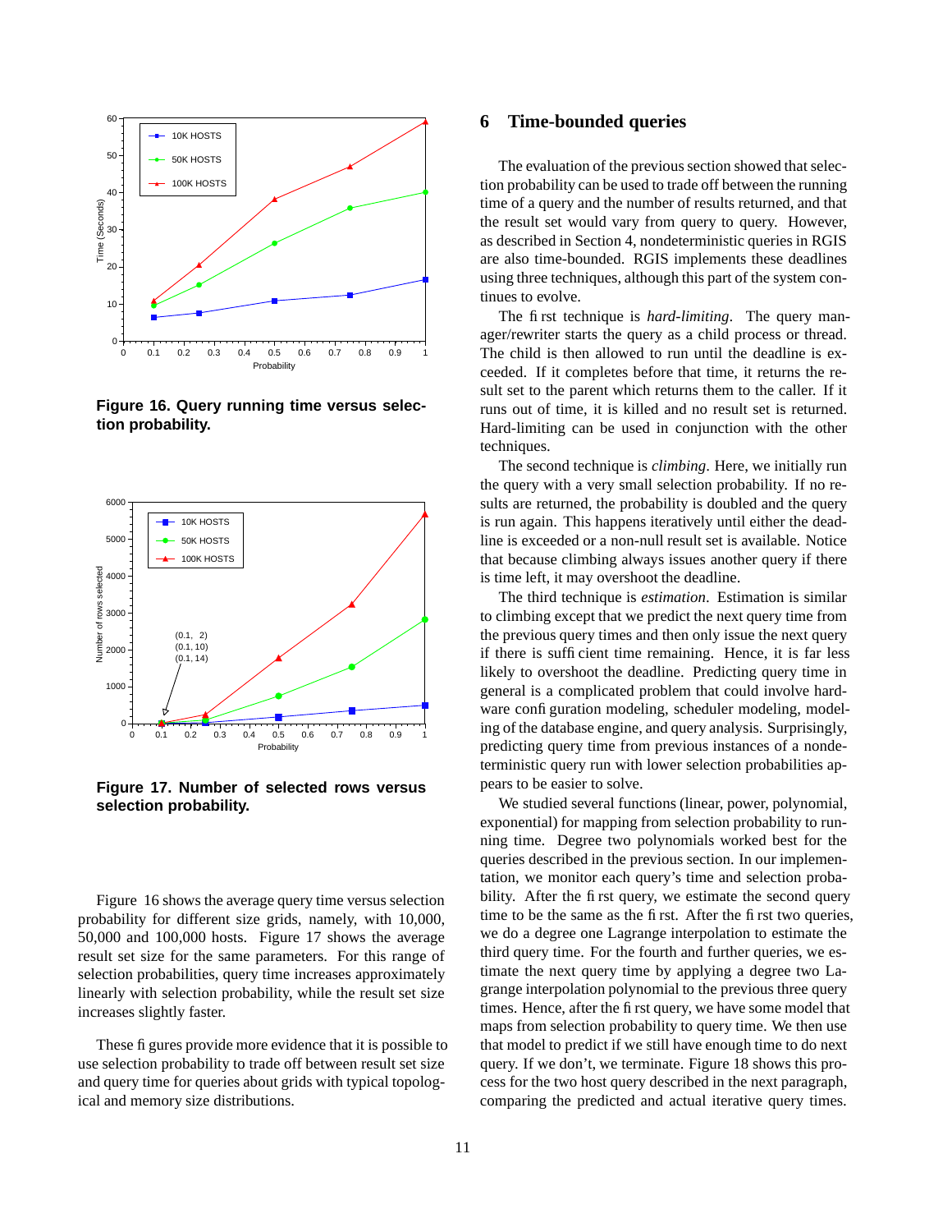60
50
40
30
20
10
0
Time (Seconds)
0 0.1 0.2 0.3 0.4 0.5 0.6 0.7 0.8 0.9 1
Probability
10K HOSTS
50K HOSTS
100K HOSTS

**Figure 16. Query running time versus selection probability.**

6000
5000
4000
3000
2000
1000
0
Number of rows selected
0 0.1 0.2 0.3 0.4 0.5 0.6 0.7 0.8 0.9 1
Probability
10K HOSTS
50K HOSTS
100K HOSTS
(0.1, 2)
(0.1, 10)
(0.1, 14)

**Figure 17. Number of selected rows versus selection probability.**

Figure 16 shows the average query time versus selection probability for different size grids, namely, with 10,000, 50,000 and 100,000 hosts. Figure 17 shows the average result set size for the same parameters. For this range of selection probabilities, query time increases approximately linearly with selection probability, while the result set size increases slightly faster.

These figures provide more evidence that it is possible to use selection probability to trade off between result set size and query time for queries about grids with typical topological and memory size distributions.

## 6 Time-bounded queries

The evaluation of the previous section showed that selection probability can be used to trade off between the running time of a query and the number of results returned, and that the result set would vary from query to query. However, as described in Section 4, nondeterministic queries in RGIS are also time-bounded. RGIS implements these deadlines using three techniques, although this part of the system continues to evolve.

The first technique is *hard-limiting*. The query manager/rewriter starts the query as a child process or thread. The child is then allowed to run until the deadline is exceeded. If it completes before that time, it returns the result set to the parent which returns them to the caller. If it runs out of time, it is killed and no result set is returned. Hard-limiting can be used in conjunction with the other techniques.

The second technique is *climbing*. Here, we initially run the query with a very small selection probability. If no results are returned, the probability is doubled and the query is run again. This happens iteratively until either the deadline is exceeded or a non-null result set is available. Notice that because climbing always issues another query if there is time left, it may overshoot the deadline.

The third technique is *estimation*. Estimation is similar to climbing except that we predict the next query time from the previous query times and then only issue the next query if there is sufficient time remaining. Hence, it is far less likely to overshoot the deadline. Predicting query time in general is a complicated problem that could involve hardware configuration modeling, scheduler modeling, modeling of the database engine, and query analysis. Surprisingly, predicting query time from previous instances of a nondeterministic query run with lower selection probabilities appears to be easier to solve.

We studied several functions (linear, power, polynomial, exponential) for mapping from selection probability to running time. Degree two polynomials worked best for the queries described in the previous section. In our implementation, we monitor each query's time and selection probability. After the first query, we estimate the second query time to be the same as the first. After the first two queries, we do a degree one Lagrange interpolation to estimate the third query time. For the fourth and further queries, we estimate the next query time by applying a degree two Lagrange interpolation polynomial to the previous three query times. Hence, after the first query, we have some model that maps from selection probability to query time. We then use that model to predict if we still have enough time to do next query. If we don't, we terminate. Figure 18 shows this process for the two host query described in the next paragraph, comparing the predicted and actual iterative query times.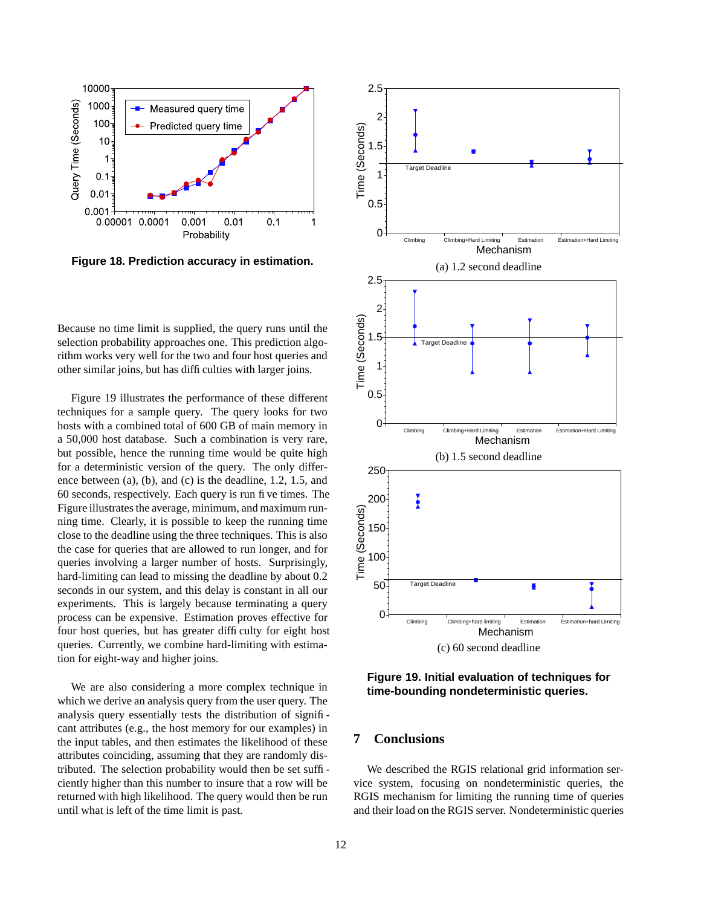Figure 18. Prediction accuracy in estimation.

Because no time limit is supplied, the query runs until the selection probability approaches one. This prediction algorithm works very well for the two and four host queries and other similar joins, but has difficulties with larger joins.

Figure 19 illustrates the performance of these different techniques for a sample query. The query looks for two hosts with a combined total of 600 GB of main memory in a 50,000 host database. Such a combination is very rare, but possible, hence the running time would be quite high for a deterministic version of the query. The only difference between (a), (b), and (c) is the deadline, 1.2, 1.5, and 60 seconds, respectively. Each query is run five times. The Figure illustrates the average, minimum, and maximum running time. Clearly, it is possible to keep the running time close to the deadline using the three techniques. This is also the case for queries that are allowed to run longer, and for queries involving a larger number of hosts. Surprisingly, hard-limiting can lead to missing the deadline by about 0.2 seconds in our system, and this delay is constant in all our experiments. This is largely because terminating a query process can be expensive. Estimation proves effective for four host queries, but has greater difficulty for eight host queries. Currently, we combine hard-limiting with estimation for eight-way and higher joins.

We are also considering a more complex technique in which we derive an analysis query from the user query. The analysis query essentially tests the distribution of significant attributes (e.g., the host memory for our examples) in the input tables, and then estimates the likelihood of these attributes coinciding, assuming that they are randomly distributed. The selection probability would then be set sufficiently higher than this number to insure that a row will be returned with high likelihood. The query would then be run until what is left of the time limit is past.

(a) 1.2 second deadline

(b) 1.5 second deadline

(c) 60 second deadline

Figure 19. Initial evaluation of techniques for time-bounding nondeterministic queries.

## 7 Conclusions

We described the RGIS relational grid information service system, focusing on nondeterministic queries, the RGIS mechanism for limiting the running time of queries and their load on the RGIS server. Nondeterministic queries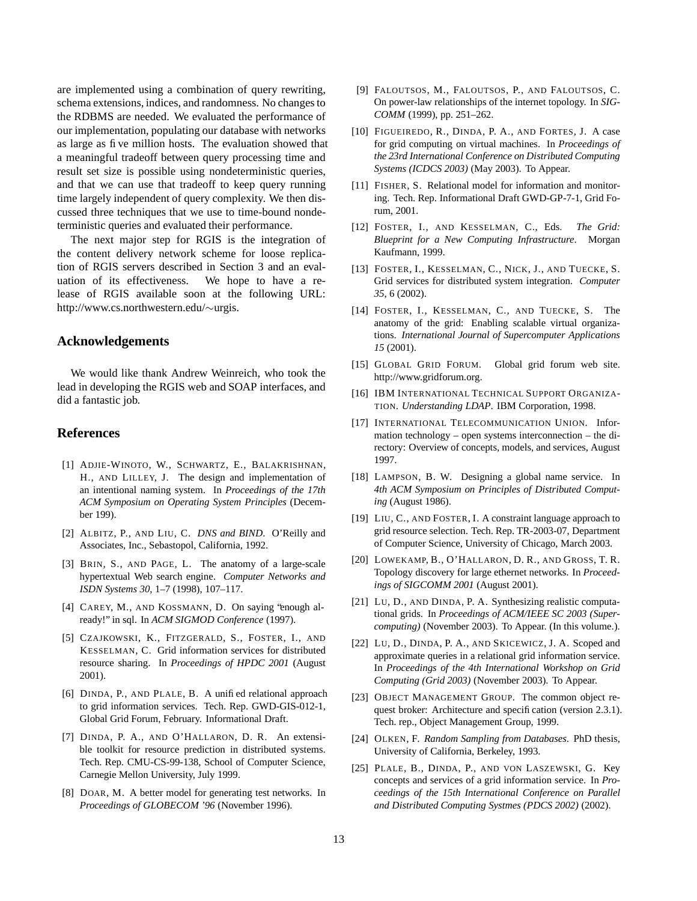are implemented using a combination of query rewriting, schema extensions, indices, and randomness. No changes to the RDBMS are needed. We evaluated the performance of our implementation, populating our database with networks as large as five million hosts. The evaluation showed that a meaningful tradeoff between query processing time and result set size is possible using nondeterministic queries, and that we can use that tradeoff to keep query running time largely independent of query complexity. We then discussed three techniques that we use to time-bound nondeterministic queries and evaluated their performance.

The next major step for RGIS is the integration of the content delivery network scheme for loose replication of RGIS servers described in Section 3 and an evaluation of its effectiveness. We hope to have a release of RGIS available soon at the following URL: http://www.cs.northwestern.edu/∼urgis.

## Acknowledgements

We would like thank Andrew Weinreich, who took the lead in developing the RGIS web and SOAP interfaces, and did a fantastic job.

## References

[1] ADJIE-WINOTO, W., SCHWARTZ, E., BALAKRISHNAN, H., AND LILLEY, J. The design and implementation of an intentional naming system. In *Proceedings of the 17th ACM Symposium on Operating System Principles* (December 199).

[2] ALBITZ, P., AND LIU, C. *DNS and BIND*. O'Reilly and Associates, Inc., Sebastopol, California, 1992.

[3] BRIN, S., AND PAGE, L. The anatomy of a large-scale hypertextual Web search engine. *Computer Networks and ISDN Systems 30*, 1–7 (1998), 107–117.

[4] CAREY, M., AND KOSSMANN, D. On saying "enough already!" in sql. In *ACM SIGMOD Conference* (1997).

[5] CZAJKOWSKI, K., FITZGERALD, S., FOSTER, I., AND KESSELMAN, C. Grid information services for distributed resource sharing. In *Proceedings of HPDC 2001* (August 2001).

[6] DINDA, P., AND PLALE, B. A unified relational approach to grid information services. Tech. Rep. GWD-GIS-012-1, Global Grid Forum, February. Informational Draft.

[7] DINDA, P. A., AND O'HALLARON, D. R. An extensible toolkit for resource prediction in distributed systems. Tech. Rep. CMU-CS-99-138, School of Computer Science, Carnegie Mellon University, July 1999.

[8] DOAR, M. A better model for generating test networks. In *Proceedings of GLOBECOM '96* (November 1996).

[9] FALOUTSOS, M., FALOUTSOS, P., AND FALOUTSOS, C. On power-law relationships of the internet topology. In *SIGCOMM* (1999), pp. 251–262.

[10] FIGUEIREDO, R., DINDA, P. A., AND FORTES, J. A case for grid computing on virtual machines. In *Proceedings of the 23rd International Conference on Distributed Computing Systems (ICDCS 2003)* (May 2003). To Appear.

[11] FISHER, S. Relational model for information and monitoring. Tech. Rep. Informational Draft GWD-GP-7-1, Grid Forum, 2001.

[12] FOSTER, I., AND KESSELMAN, C., Eds. *The Grid: Blueprint for a New Computing Infrastructure*. Morgan Kaufmann, 1999.

[13] FOSTER, I., KESSELMAN, C., NICK, J., AND TUECKE, S. Grid services for distributed system integration. *Computer 35*, 6 (2002).

[14] FOSTER, I., KESSELMAN, C., AND TUECKE, S. The anatomy of the grid: Enabling scalable virtual organizations. *International Journal of Supercomputer Applications 15* (2001).

[15] GLOBAL GRID FORUM. Global grid forum web site. http://www.gridforum.org.

[16] IBM INTERNATIONAL TECHNICAL SUPPORT ORGANIZATION. *Understanding LDAP*. IBM Corporation, 1998.

[17] INTERNATIONAL TELECOMMUNICATION UNION. Information technology – open systems interconnection – the directory: Overview of concepts, models, and services, August 1997.

[18] LAMPSON, B. W. Designing a global name service. In *4th ACM Symposium on Principles of Distributed Computing* (August 1986).

[19] LIU, C., AND FOSTER, I. A constraint language approach to grid resource selection. Tech. Rep. TR-2003-07, Department of Computer Science, University of Chicago, March 2003.

[20] LOWEKAMP, B., O'HALLARON, D. R., AND GROSS, T. R. Topology discovery for large ethernet networks. In *Proceedings of SIGCOMM 2001* (August 2001).

[21] LU, D., AND DINDA, P. A. Synthesizing realistic computational grids. In *Proceedings of ACM/IEEE SC 2003 (Supercomputing)* (November 2003). To Appear. (In this volume.).

[22] LU, D., DINDA, P. A., AND SKICEWICZ, J. A. Scoped and approximate queries in a relational grid information service. In *Proceedings of the 4th International Workshop on Grid Computing (Grid 2003)* (November 2003). To Appear.

[23] OBJECT MANAGEMENT GROUP. The common object request broker: Architecture and specification (version 2.3.1). Tech. rep., Object Management Group, 1999.

[24] OLKEN, F. *Random Sampling from Databases*. PhD thesis, University of California, Berkeley, 1993.

[25] PLALE, B., DINDA, P., AND VON LASZEWSKI, G. Key concepts and services of a grid information service. In *Proceedings of the 15th International Conference on Parallel and Distributed Computing Systmes (PDCS 2002)* (2002).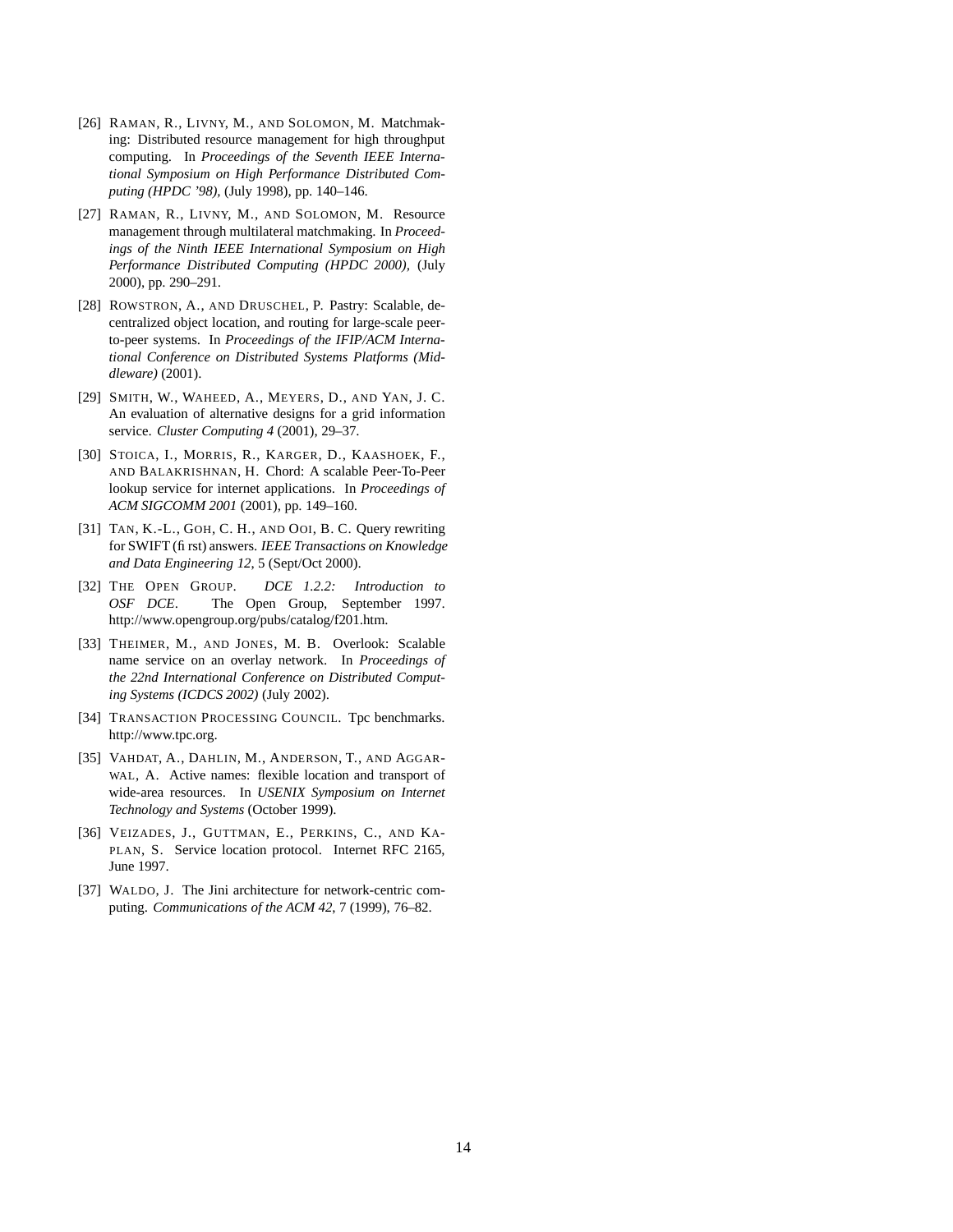[26] RAMAN, R., LIVNY, M., AND SOLOMON, M. Matchmaking: Distributed resource management for high throughput computing. In *Proceedings of the Seventh IEEE International Symposium on High Performance Distributed Computing (HPDC '98),* (July 1998), pp. 140–146.

[27] RAMAN, R., LIVNY, M., AND SOLOMON, M. Resource management through multilateral matchmaking. In *Proceedings of the Ninth IEEE International Symposium on High Performance Distributed Computing (HPDC 2000),* (July 2000), pp. 290–291.

[28] ROWSTRON, A., AND DRUSCHEL, P. Pastry: Scalable, decentralized object location, and routing for large-scale peer-to-peer systems. In *Proceedings of the IFIP/ACM International Conference on Distributed Systems Platforms (Middleware)* (2001).

[29] SMITH, W., WAHEED, A., MEYERS, D., AND YAN, J. C. An evaluation of alternative designs for a grid information service. *Cluster Computing 4* (2001), 29–37.

[30] STOICA, I., MORRIS, R., KARGER, D., KAASHOEK, F., AND BALAKRISHNAN, H. Chord: A scalable Peer-To-Peer lookup service for internet applications. In *Proceedings of ACM SIGCOMM 2001* (2001), pp. 149–160.

[31] TAN, K.-L., GOH, C. H., AND OOI, B. C. Query rewriting for SWIFT (first) answers. *IEEE Transactions on Knowledge and Data Engineering 12*, 5 (Sept/Oct 2000).

[32] THE OPEN GROUP. *DCE 1.2.2: Introduction to OSF DCE*. The Open Group, September 1997. http://www.opengroup.org/pubs/catalog/f201.htm.

[33] THEIMER, M., AND JONES, M. B. Overlook: Scalable name service on an overlay network. In *Proceedings of the 22nd International Conference on Distributed Computing Systems (ICDCS 2002)* (July 2002).

[34] TRANSACTION PROCESSING COUNCIL. Tpc benchmarks. http://www.tpc.org.

[35] VAHDAT, A., DAHLIN, M., ANDERSON, T., AND AGGARWAL, A. Active names: flexible location and transport of wide-area resources. In *USENIX Symposium on Internet Technology and Systems* (October 1999).

[36] VEIZADES, J., GUTTMAN, E., PERKINS, C., AND KAPLAN, S. Service location protocol. Internet RFC 2165, June 1997.

[37] WALDO, J. The Jini architecture for network-centric computing. *Communications of the ACM 42*, 7 (1999), 76–82.